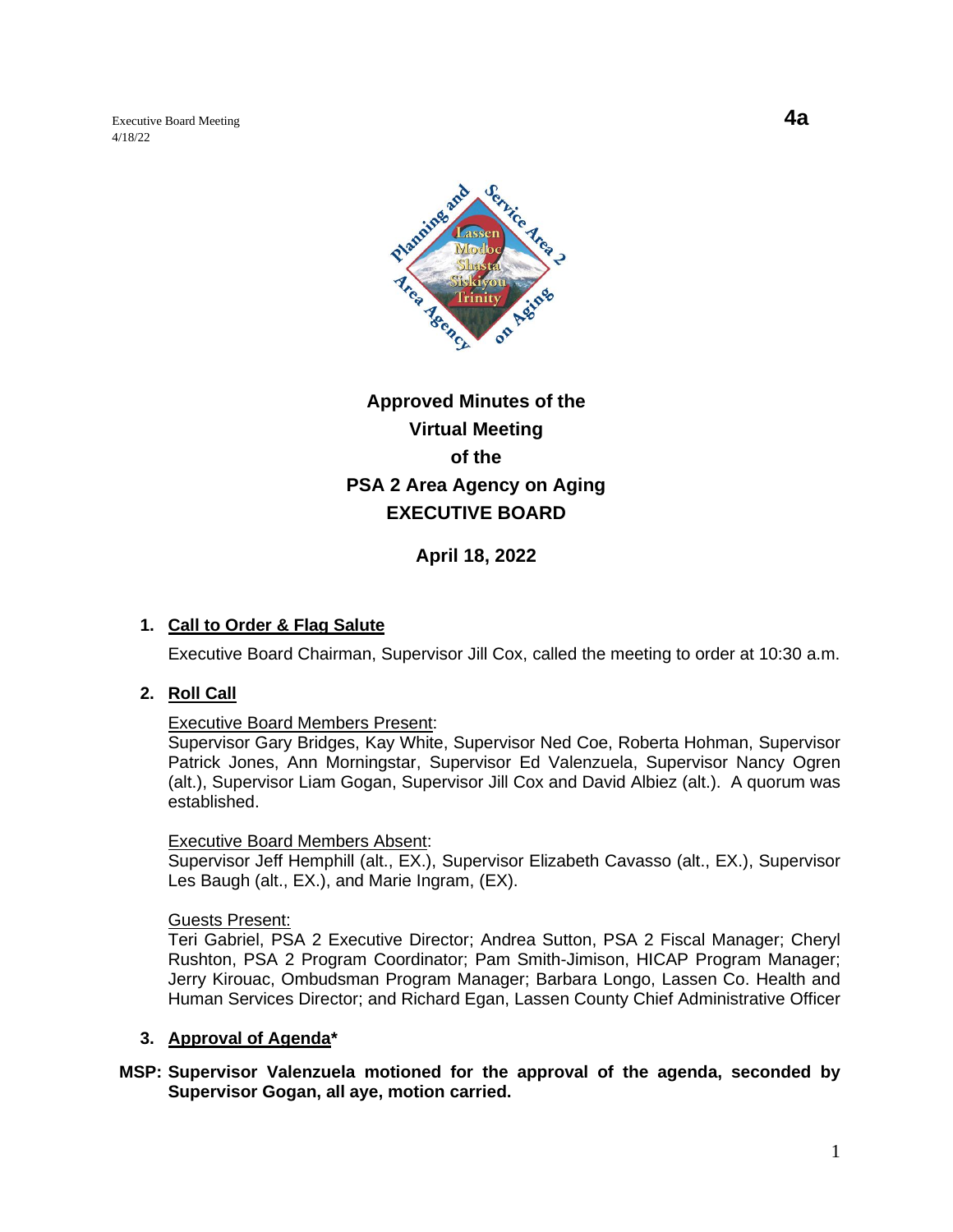Executive Board Meeting
4/18/22

**4a**

**Approved Minutes of the**
**Virtual Meeting**
**of the**
**PSA 2 Area Agency on Aging**
**EXECUTIVE BOARD**

**April 18, 2022**

1. **Call to Order & Flag Salute**

   Executive Board Chairman, Supervisor Jill Cox, called the meeting to order at 10:30 a.m.

2. **Roll Call**

   Executive Board Members Present:
   Supervisor Gary Bridges, Kay White, Supervisor Ned Coe, Roberta Hohman, Supervisor Patrick Jones, Ann Morningstar, Supervisor Ed Valenzuela, Supervisor Nancy Ogren (alt.), Supervisor Liam Gogan, Supervisor Jill Cox and David Albiez (alt.). A quorum was established.

   Executive Board Members Absent:
   Supervisor Jeff Hemphill (alt., EX.), Supervisor Elizabeth Cavasso (alt., EX.), Supervisor Les Baugh (alt., EX.), and Marie Ingram, (EX).

   Guests Present:
   Teri Gabriel, PSA 2 Executive Director; Andrea Sutton, PSA 2 Fiscal Manager; Cheryl Rushton, PSA 2 Program Coordinator; Pam Smith-Jimison, HICAP Program Manager; Jerry Kirouac, Ombudsman Program Manager; Barbara Longo, Lassen Co. Health and Human Services Director; and Richard Egan, Lassen County Chief Administrative Officer

3. **Approval of Agenda***

**MSP: Supervisor Valenzuela motioned for the approval of the agenda, seconded by Supervisor Gogan, all aye, motion carried.**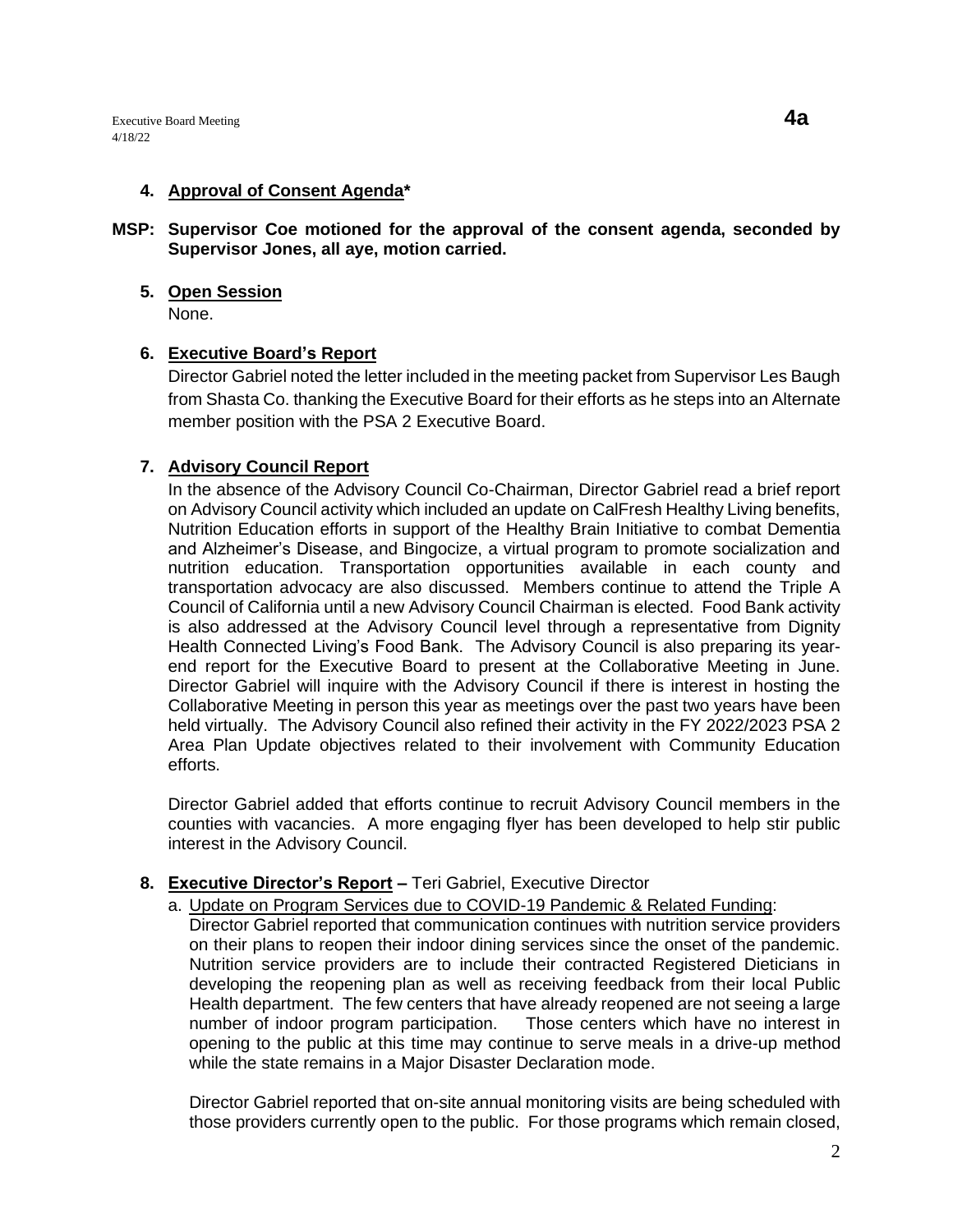**4. Approval of Consent Agenda***

**MSP: Supervisor Coe motioned for the approval of the consent agenda, seconded by Supervisor Jones, all aye, motion carried.**

**5. Open Session**

None.

**6. Executive Board's Report**

Director Gabriel noted the letter included in the meeting packet from Supervisor Les Baugh from Shasta Co. thanking the Executive Board for their efforts as he steps into an Alternate member position with the PSA 2 Executive Board.

**7. Advisory Council Report**

In the absence of the Advisory Council Co-Chairman, Director Gabriel read a brief report on Advisory Council activity which included an update on CalFresh Healthy Living benefits, Nutrition Education efforts in support of the Healthy Brain Initiative to combat Dementia and Alzheimer's Disease, and Bingocize, a virtual program to promote socialization and nutrition education. Transportation opportunities available in each county and transportation advocacy are also discussed. Members continue to attend the Triple A Council of California until a new Advisory Council Chairman is elected. Food Bank activity is also addressed at the Advisory Council level through a representative from Dignity Health Connected Living's Food Bank. The Advisory Council is also preparing its year-end report for the Executive Board to present at the Collaborative Meeting in June. Director Gabriel will inquire with the Advisory Council if there is interest in hosting the Collaborative Meeting in person this year as meetings over the past two years have been held virtually. The Advisory Council also refined their activity in the FY 2022/2023 PSA 2 Area Plan Update objectives related to their involvement with Community Education efforts.

Director Gabriel added that efforts continue to recruit Advisory Council members in the counties with vacancies. A more engaging flyer has been developed to help stir public interest in the Advisory Council.

**8. Executive Director's Report –** Teri Gabriel, Executive Director

a. Update on Program Services due to COVID-19 Pandemic & Related Funding:

Director Gabriel reported that communication continues with nutrition service providers on their plans to reopen their indoor dining services since the onset of the pandemic. Nutrition service providers are to include their contracted Registered Dieticians in developing the reopening plan as well as receiving feedback from their local Public Health department. The few centers that have already reopened are not seeing a large number of indoor program participation. Those centers which have no interest in opening to the public at this time may continue to serve meals in a drive-up method while the state remains in a Major Disaster Declaration mode.

Director Gabriel reported that on-site annual monitoring visits are being scheduled with those providers currently open to the public. For those programs which remain closed,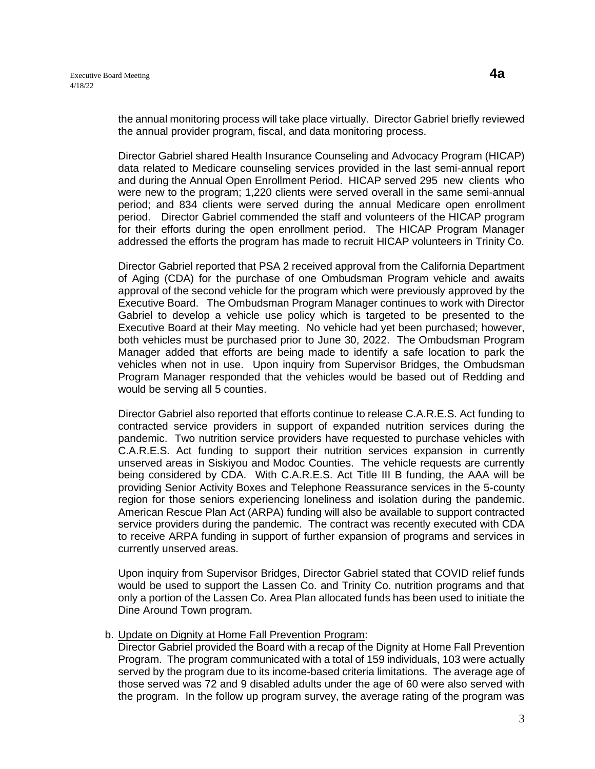the annual monitoring process will take place virtually. Director Gabriel briefly reviewed the annual provider program, fiscal, and data monitoring process.

Director Gabriel shared Health Insurance Counseling and Advocacy Program (HICAP) data related to Medicare counseling services provided in the last semi-annual report and during the Annual Open Enrollment Period. HICAP served 295 new clients who were new to the program; 1,220 clients were served overall in the same semi-annual period; and 834 clients were served during the annual Medicare open enrollment period. Director Gabriel commended the staff and volunteers of the HICAP program for their efforts during the open enrollment period. The HICAP Program Manager addressed the efforts the program has made to recruit HICAP volunteers in Trinity Co.

Director Gabriel reported that PSA 2 received approval from the California Department of Aging (CDA) for the purchase of one Ombudsman Program vehicle and awaits approval of the second vehicle for the program which were previously approved by the Executive Board. The Ombudsman Program Manager continues to work with Director Gabriel to develop a vehicle use policy which is targeted to be presented to the Executive Board at their May meeting. No vehicle had yet been purchased; however, both vehicles must be purchased prior to June 30, 2022. The Ombudsman Program Manager added that efforts are being made to identify a safe location to park the vehicles when not in use. Upon inquiry from Supervisor Bridges, the Ombudsman Program Manager responded that the vehicles would be based out of Redding and would be serving all 5 counties.

Director Gabriel also reported that efforts continue to release C.A.R.E.S. Act funding to contracted service providers in support of expanded nutrition services during the pandemic. Two nutrition service providers have requested to purchase vehicles with C.A.R.E.S. Act funding to support their nutrition services expansion in currently unserved areas in Siskiyou and Modoc Counties. The vehicle requests are currently being considered by CDA. With C.A.R.E.S. Act Title III B funding, the AAA will be providing Senior Activity Boxes and Telephone Reassurance services in the 5-county region for those seniors experiencing loneliness and isolation during the pandemic. American Rescue Plan Act (ARPA) funding will also be available to support contracted service providers during the pandemic. The contract was recently executed with CDA to receive ARPA funding in support of further expansion of programs and services in currently unserved areas.

Upon inquiry from Supervisor Bridges, Director Gabriel stated that COVID relief funds would be used to support the Lassen Co. and Trinity Co. nutrition programs and that only a portion of the Lassen Co. Area Plan allocated funds has been used to initiate the Dine Around Town program.

b. Update on Dignity at Home Fall Prevention Program:
Director Gabriel provided the Board with a recap of the Dignity at Home Fall Prevention Program. The program communicated with a total of 159 individuals, 103 were actually served by the program due to its income-based criteria limitations. The average age of those served was 72 and 9 disabled adults under the age of 60 were also served with the program. In the follow up program survey, the average rating of the program was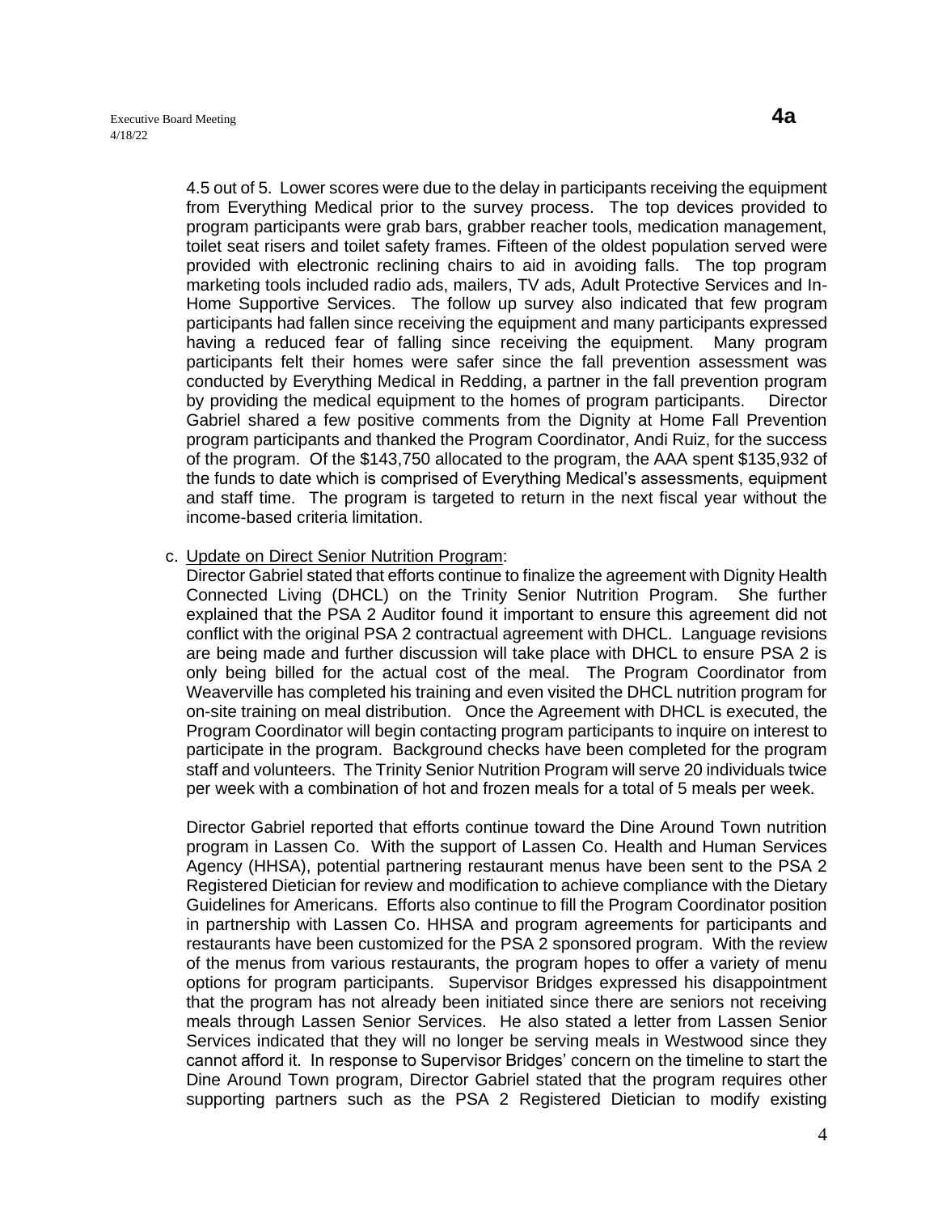4.5 out of 5. Lower scores were due to the delay in participants receiving the equipment from Everything Medical prior to the survey process. The top devices provided to program participants were grab bars, grabber reacher tools, medication management, toilet seat risers and toilet safety frames. Fifteen of the oldest population served were provided with electronic reclining chairs to aid in avoiding falls. The top program marketing tools included radio ads, mailers, TV ads, Adult Protective Services and In-Home Supportive Services. The follow up survey also indicated that few program participants had fallen since receiving the equipment and many participants expressed having a reduced fear of falling since receiving the equipment. Many program participants felt their homes were safer since the fall prevention assessment was conducted by Everything Medical in Redding, a partner in the fall prevention program by providing the medical equipment to the homes of program participants. Director Gabriel shared a few positive comments from the Dignity at Home Fall Prevention program participants and thanked the Program Coordinator, Andi Ruiz, for the success of the program. Of the $143,750 allocated to the program, the AAA spent $135,932 of the funds to date which is comprised of Everything Medical's assessments, equipment and staff time. The program is targeted to return in the next fiscal year without the income-based criteria limitation.

c. Update on Direct Senior Nutrition Program:

Director Gabriel stated that efforts continue to finalize the agreement with Dignity Health Connected Living (DHCL) on the Trinity Senior Nutrition Program. She further explained that the PSA 2 Auditor found it important to ensure this agreement did not conflict with the original PSA 2 contractual agreement with DHCL. Language revisions are being made and further discussion will take place with DHCL to ensure PSA 2 is only being billed for the actual cost of the meal. The Program Coordinator from Weaverville has completed his training and even visited the DHCL nutrition program for on-site training on meal distribution. Once the Agreement with DHCL is executed, the Program Coordinator will begin contacting program participants to inquire on interest to participate in the program. Background checks have been completed for the program staff and volunteers. The Trinity Senior Nutrition Program will serve 20 individuals twice per week with a combination of hot and frozen meals for a total of 5 meals per week.

Director Gabriel reported that efforts continue toward the Dine Around Town nutrition program in Lassen Co. With the support of Lassen Co. Health and Human Services Agency (HHSA), potential partnering restaurant menus have been sent to the PSA 2 Registered Dietician for review and modification to achieve compliance with the Dietary Guidelines for Americans. Efforts also continue to fill the Program Coordinator position in partnership with Lassen Co. HHSA and program agreements for participants and restaurants have been customized for the PSA 2 sponsored program. With the review of the menus from various restaurants, the program hopes to offer a variety of menu options for program participants. Supervisor Bridges expressed his disappointment that the program has not already been initiated since there are seniors not receiving meals through Lassen Senior Services. He also stated a letter from Lassen Senior Services indicated that they will no longer be serving meals in Westwood since they cannot afford it. In response to Supervisor Bridges' concern on the timeline to start the Dine Around Town program, Director Gabriel stated that the program requires other supporting partners such as the PSA 2 Registered Dietician to modify existing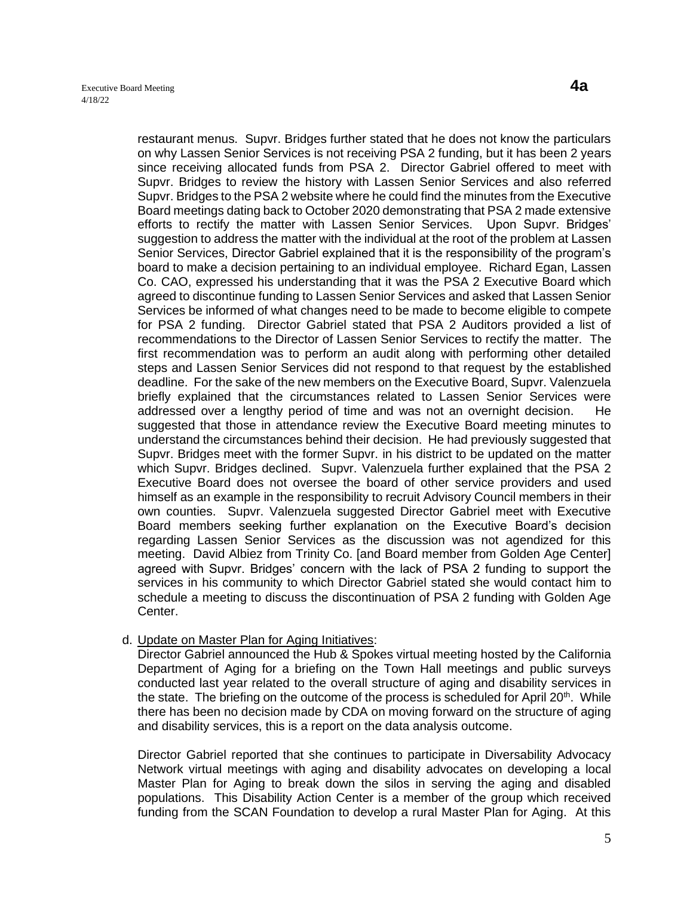restaurant menus. Supvr. Bridges further stated that he does not know the particulars on why Lassen Senior Services is not receiving PSA 2 funding, but it has been 2 years since receiving allocated funds from PSA 2. Director Gabriel offered to meet with Supvr. Bridges to review the history with Lassen Senior Services and also referred Supvr. Bridges to the PSA 2 website where he could find the minutes from the Executive Board meetings dating back to October 2020 demonstrating that PSA 2 made extensive efforts to rectify the matter with Lassen Senior Services. Upon Supvr. Bridges' suggestion to address the matter with the individual at the root of the problem at Lassen Senior Services, Director Gabriel explained that it is the responsibility of the program's board to make a decision pertaining to an individual employee. Richard Egan, Lassen Co. CAO, expressed his understanding that it was the PSA 2 Executive Board which agreed to discontinue funding to Lassen Senior Services and asked that Lassen Senior Services be informed of what changes need to be made to become eligible to compete for PSA 2 funding. Director Gabriel stated that PSA 2 Auditors provided a list of recommendations to the Director of Lassen Senior Services to rectify the matter. The first recommendation was to perform an audit along with performing other detailed steps and Lassen Senior Services did not respond to that request by the established deadline. For the sake of the new members on the Executive Board, Supvr. Valenzuela briefly explained that the circumstances related to Lassen Senior Services were addressed over a lengthy period of time and was not an overnight decision. He suggested that those in attendance review the Executive Board meeting minutes to understand the circumstances behind their decision. He had previously suggested that Supvr. Bridges meet with the former Supvr. in his district to be updated on the matter which Supvr. Bridges declined. Supvr. Valenzuela further explained that the PSA 2 Executive Board does not oversee the board of other service providers and used himself as an example in the responsibility to recruit Advisory Council members in their own counties. Supvr. Valenzuela suggested Director Gabriel meet with Executive Board members seeking further explanation on the Executive Board's decision regarding Lassen Senior Services as the discussion was not agendized for this meeting. David Albiez from Trinity Co. [and Board member from Golden Age Center] agreed with Supvr. Bridges' concern with the lack of PSA 2 funding to support the services in his community to which Director Gabriel stated she would contact him to schedule a meeting to discuss the discontinuation of PSA 2 funding with Golden Age Center.

d. Update on Master Plan for Aging Initiatives:
Director Gabriel announced the Hub & Spokes virtual meeting hosted by the California Department of Aging for a briefing on the Town Hall meetings and public surveys conducted last year related to the overall structure of aging and disability services in the state. The briefing on the outcome of the process is scheduled for April 20th. While there has been no decision made by CDA on moving forward on the structure of aging and disability services, this is a report on the data analysis outcome.

Director Gabriel reported that she continues to participate in Diversability Advocacy Network virtual meetings with aging and disability advocates on developing a local Master Plan for Aging to break down the silos in serving the aging and disabled populations. This Disability Action Center is a member of the group which received funding from the SCAN Foundation to develop a rural Master Plan for Aging. At this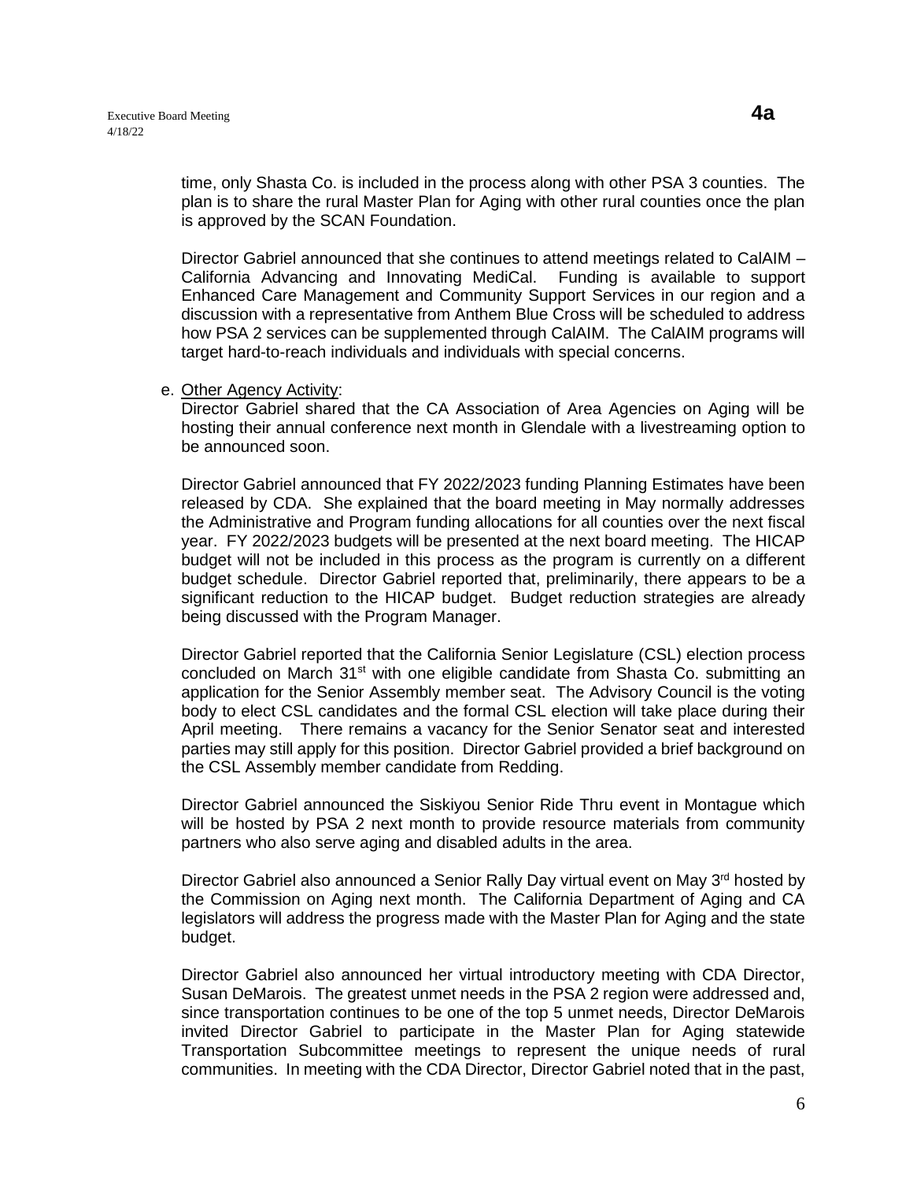time, only Shasta Co. is included in the process along with other PSA 3 counties. The plan is to share the rural Master Plan for Aging with other rural counties once the plan is approved by the SCAN Foundation.

Director Gabriel announced that she continues to attend meetings related to CalAIM – California Advancing and Innovating MediCal. Funding is available to support Enhanced Care Management and Community Support Services in our region and a discussion with a representative from Anthem Blue Cross will be scheduled to address how PSA 2 services can be supplemented through CalAIM. The CalAIM programs will target hard-to-reach individuals and individuals with special concerns.

e. Other Agency Activity:
Director Gabriel shared that the CA Association of Area Agencies on Aging will be hosting their annual conference next month in Glendale with a livestreaming option to be announced soon.

Director Gabriel announced that FY 2022/2023 funding Planning Estimates have been released by CDA. She explained that the board meeting in May normally addresses the Administrative and Program funding allocations for all counties over the next fiscal year. FY 2022/2023 budgets will be presented at the next board meeting. The HICAP budget will not be included in this process as the program is currently on a different budget schedule. Director Gabriel reported that, preliminarily, there appears to be a significant reduction to the HICAP budget. Budget reduction strategies are already being discussed with the Program Manager.

Director Gabriel reported that the California Senior Legislature (CSL) election process concluded on March 31st with one eligible candidate from Shasta Co. submitting an application for the Senior Assembly member seat. The Advisory Council is the voting body to elect CSL candidates and the formal CSL election will take place during their April meeting. There remains a vacancy for the Senior Senator seat and interested parties may still apply for this position. Director Gabriel provided a brief background on the CSL Assembly member candidate from Redding.

Director Gabriel announced the Siskiyou Senior Ride Thru event in Montague which will be hosted by PSA 2 next month to provide resource materials from community partners who also serve aging and disabled adults in the area.

Director Gabriel also announced a Senior Rally Day virtual event on May 3rd hosted by the Commission on Aging next month. The California Department of Aging and CA legislators will address the progress made with the Master Plan for Aging and the state budget.

Director Gabriel also announced her virtual introductory meeting with CDA Director, Susan DeMarois. The greatest unmet needs in the PSA 2 region were addressed and, since transportation continues to be one of the top 5 unmet needs, Director DeMarois invited Director Gabriel to participate in the Master Plan for Aging statewide Transportation Subcommittee meetings to represent the unique needs of rural communities. In meeting with the CDA Director, Director Gabriel noted that in the past,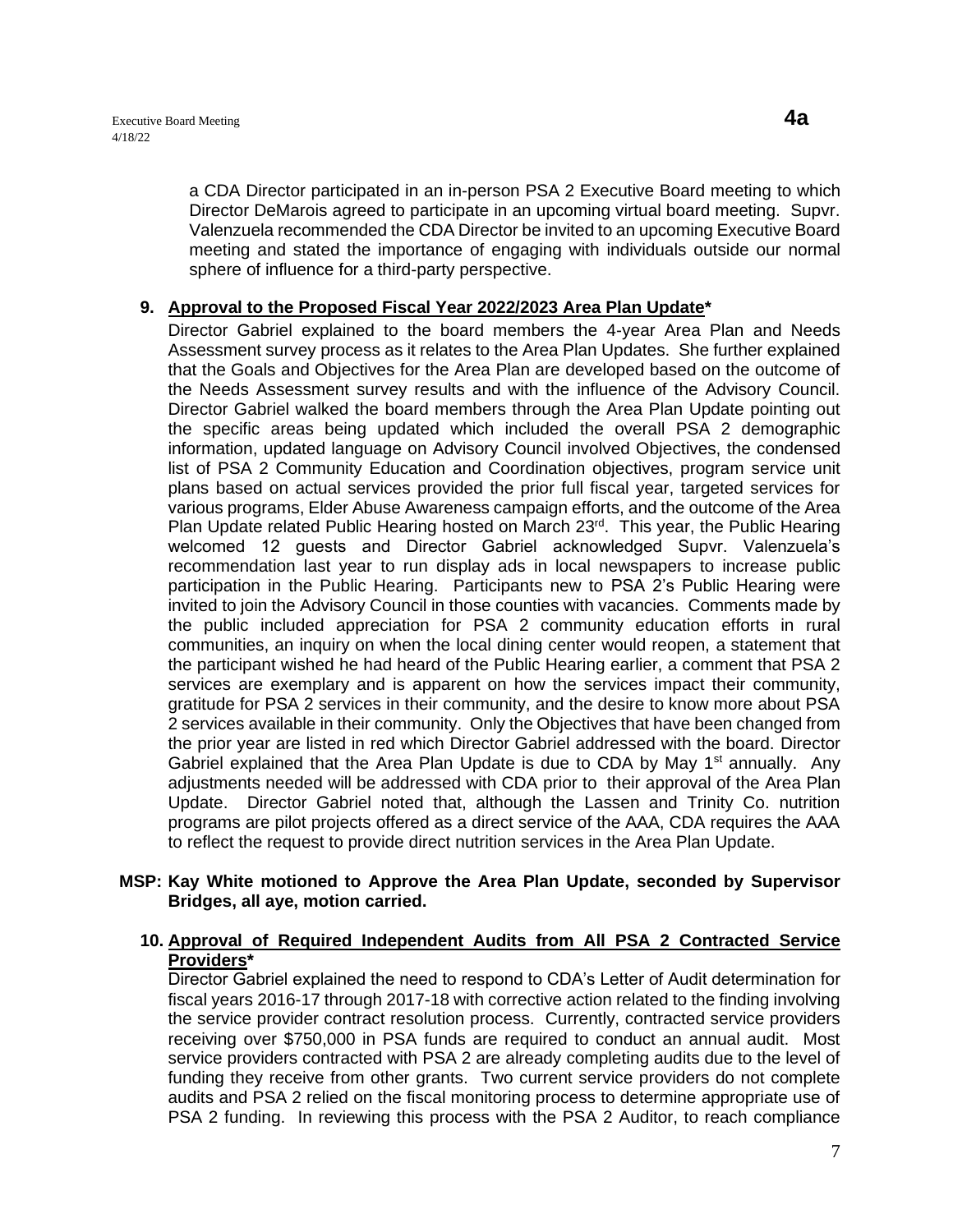a CDA Director participated in an in-person PSA 2 Executive Board meeting to which Director DeMarois agreed to participate in an upcoming virtual board meeting. Supvr. Valenzuela recommended the CDA Director be invited to an upcoming Executive Board meeting and stated the importance of engaging with individuals outside our normal sphere of influence for a third-party perspective.

**9. <u>Approval to the Proposed Fiscal Year 2022/2023 Area Plan Update</u>***

Director Gabriel explained to the board members the 4-year Area Plan and Needs Assessment survey process as it relates to the Area Plan Updates. She further explained that the Goals and Objectives for the Area Plan are developed based on the outcome of the Needs Assessment survey results and with the influence of the Advisory Council. Director Gabriel walked the board members through the Area Plan Update pointing out the specific areas being updated which included the overall PSA 2 demographic information, updated language on Advisory Council involved Objectives, the condensed list of PSA 2 Community Education and Coordination objectives, program service unit plans based on actual services provided the prior full fiscal year, targeted services for various programs, Elder Abuse Awareness campaign efforts, and the outcome of the Area Plan Update related Public Hearing hosted on March 23rd. This year, the Public Hearing welcomed 12 guests and Director Gabriel acknowledged Supvr. Valenzuela's recommendation last year to run display ads in local newspapers to increase public participation in the Public Hearing. Participants new to PSA 2's Public Hearing were invited to join the Advisory Council in those counties with vacancies. Comments made by the public included appreciation for PSA 2 community education efforts in rural communities, an inquiry on when the local dining center would reopen, a statement that the participant wished he had heard of the Public Hearing earlier, a comment that PSA 2 services are exemplary and is apparent on how the services impact their community, gratitude for PSA 2 services in their community, and the desire to know more about PSA 2 services available in their community. Only the Objectives that have been changed from the prior year are listed in red which Director Gabriel addressed with the board. Director Gabriel explained that the Area Plan Update is due to CDA by May 1st annually. Any adjustments needed will be addressed with CDA prior to their approval of the Area Plan Update. Director Gabriel noted that, although the Lassen and Trinity Co. nutrition programs are pilot projects offered as a direct service of the AAA, CDA requires the AAA to reflect the request to provide direct nutrition services in the Area Plan Update.

**MSP: Kay White motioned to Approve the Area Plan Update, seconded by Supervisor Bridges, all aye, motion carried.**

**10. <u>Approval of Required Independent Audits from All PSA 2 Contracted Service Providers</u>***

Director Gabriel explained the need to respond to CDA's Letter of Audit determination for fiscal years 2016-17 through 2017-18 with corrective action related to the finding involving the service provider contract resolution process. Currently, contracted service providers receiving over $750,000 in PSA funds are required to conduct an annual audit. Most service providers contracted with PSA 2 are already completing audits due to the level of funding they receive from other grants. Two current service providers do not complete audits and PSA 2 relied on the fiscal monitoring process to determine appropriate use of PSA 2 funding. In reviewing this process with the PSA 2 Auditor, to reach compliance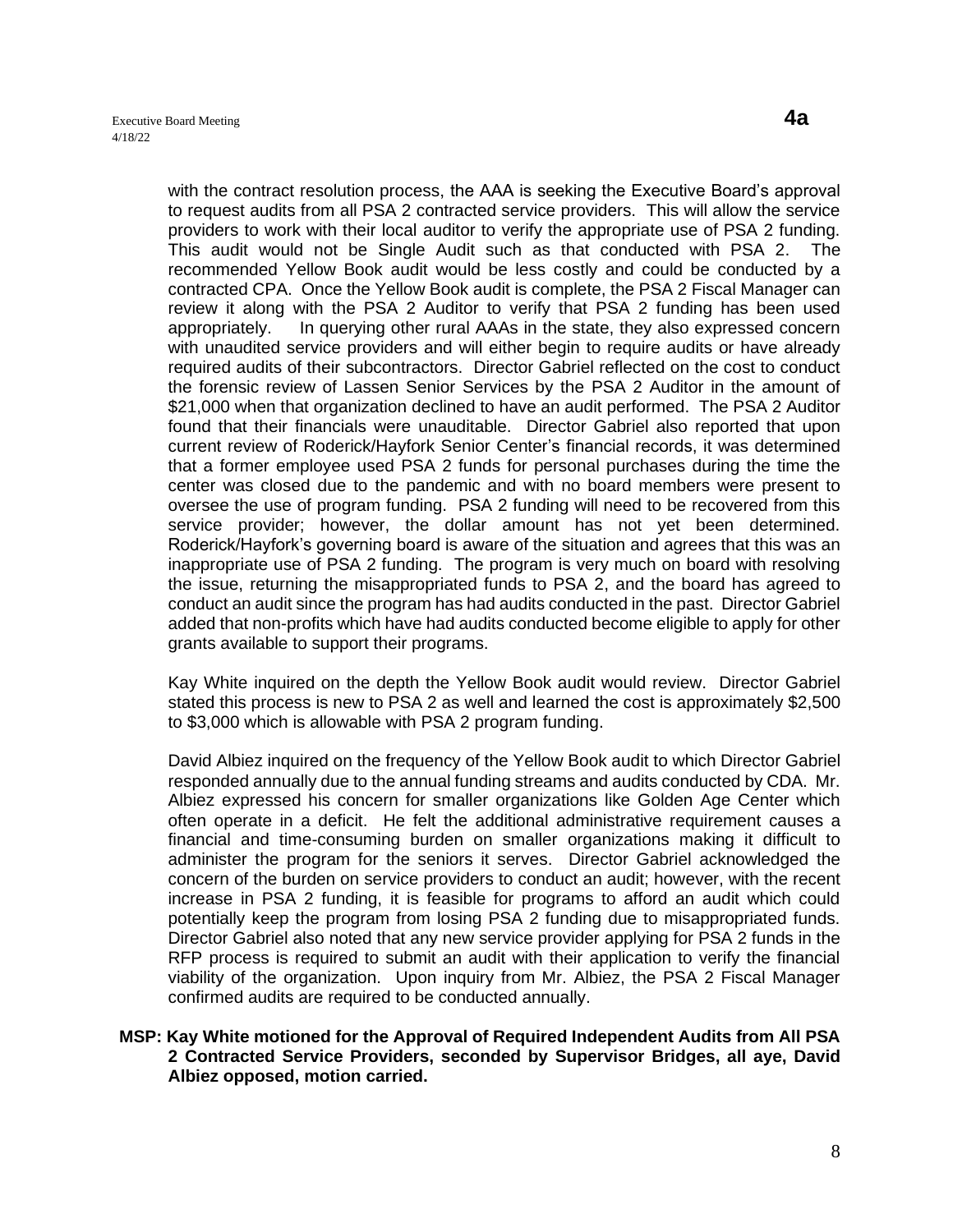with the contract resolution process, the AAA is seeking the Executive Board's approval to request audits from all PSA 2 contracted service providers. This will allow the service providers to work with their local auditor to verify the appropriate use of PSA 2 funding. This audit would not be Single Audit such as that conducted with PSA 2. The recommended Yellow Book audit would be less costly and could be conducted by a contracted CPA. Once the Yellow Book audit is complete, the PSA 2 Fiscal Manager can review it along with the PSA 2 Auditor to verify that PSA 2 funding has been used appropriately. In querying other rural AAAs in the state, they also expressed concern with unaudited service providers and will either begin to require audits or have already required audits of their subcontractors. Director Gabriel reflected on the cost to conduct the forensic review of Lassen Senior Services by the PSA 2 Auditor in the amount of $21,000 when that organization declined to have an audit performed. The PSA 2 Auditor found that their financials were unauditable. Director Gabriel also reported that upon current review of Roderick/Hayfork Senior Center's financial records, it was determined that a former employee used PSA 2 funds for personal purchases during the time the center was closed due to the pandemic and with no board members were present to oversee the use of program funding. PSA 2 funding will need to be recovered from this service provider; however, the dollar amount has not yet been determined. Roderick/Hayfork's governing board is aware of the situation and agrees that this was an inappropriate use of PSA 2 funding. The program is very much on board with resolving the issue, returning the misappropriated funds to PSA 2, and the board has agreed to conduct an audit since the program has had audits conducted in the past. Director Gabriel added that non-profits which have had audits conducted become eligible to apply for other grants available to support their programs.

Kay White inquired on the depth the Yellow Book audit would review. Director Gabriel stated this process is new to PSA 2 as well and learned the cost is approximately $2,500 to $3,000 which is allowable with PSA 2 program funding.

David Albiez inquired on the frequency of the Yellow Book audit to which Director Gabriel responded annually due to the annual funding streams and audits conducted by CDA. Mr. Albiez expressed his concern for smaller organizations like Golden Age Center which often operate in a deficit. He felt the additional administrative requirement causes a financial and time-consuming burden on smaller organizations making it difficult to administer the program for the seniors it serves. Director Gabriel acknowledged the concern of the burden on service providers to conduct an audit; however, with the recent increase in PSA 2 funding, it is feasible for programs to afford an audit which could potentially keep the program from losing PSA 2 funding due to misappropriated funds. Director Gabriel also noted that any new service provider applying for PSA 2 funds in the RFP process is required to submit an audit with their application to verify the financial viability of the organization. Upon inquiry from Mr. Albiez, the PSA 2 Fiscal Manager confirmed audits are required to be conducted annually.

**MSP: Kay White motioned for the Approval of Required Independent Audits from All PSA 2 Contracted Service Providers, seconded by Supervisor Bridges, all aye, David Albiez opposed, motion carried.**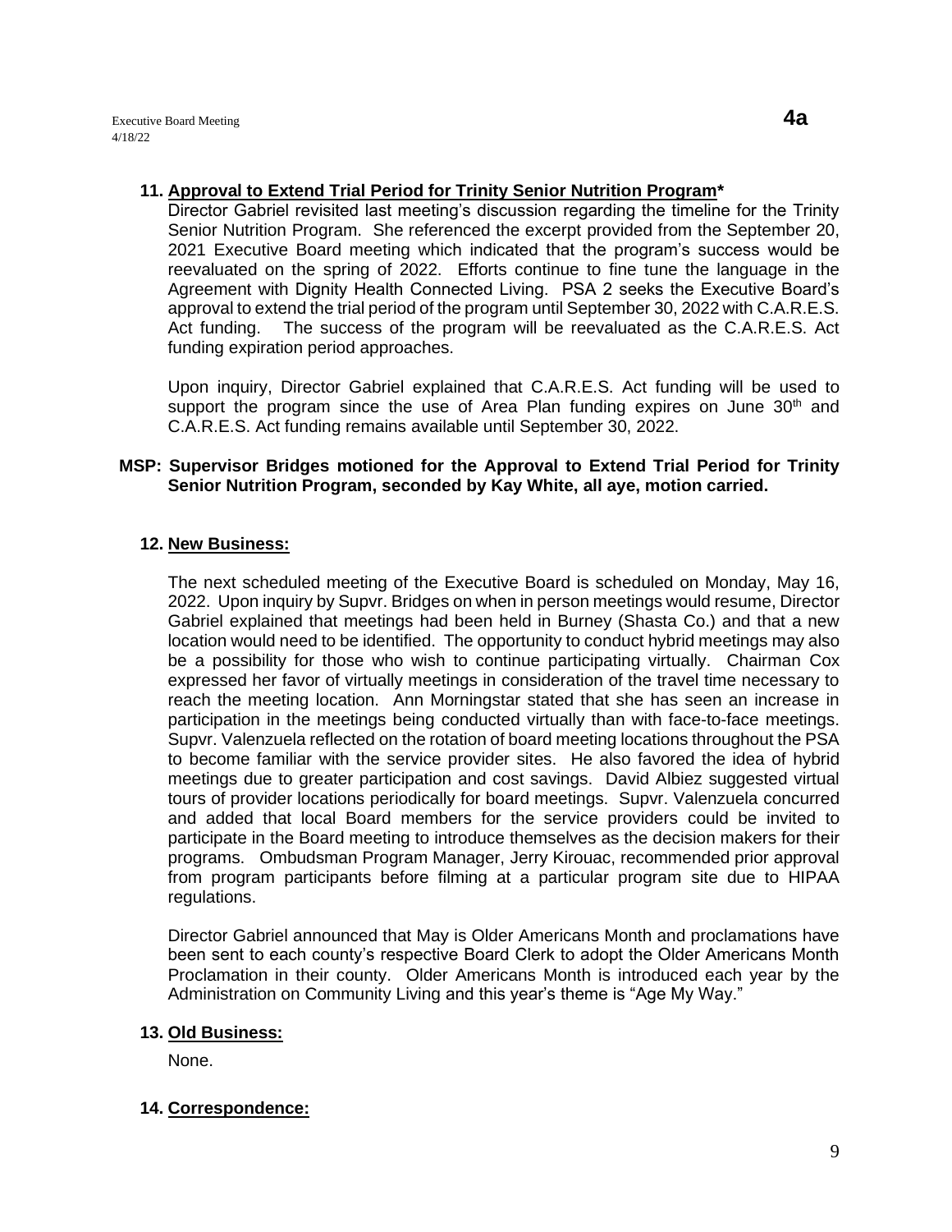**11. Approval to Extend Trial Period for Trinity Senior Nutrition Program***

Director Gabriel revisited last meeting's discussion regarding the timeline for the Trinity Senior Nutrition Program. She referenced the excerpt provided from the September 20, 2021 Executive Board meeting which indicated that the program's success would be reevaluated on the spring of 2022. Efforts continue to fine tune the language in the Agreement with Dignity Health Connected Living. PSA 2 seeks the Executive Board's approval to extend the trial period of the program until September 30, 2022 with C.A.R.E.S. Act funding. The success of the program will be reevaluated as the C.A.R.E.S. Act funding expiration period approaches.

Upon inquiry, Director Gabriel explained that C.A.R.E.S. Act funding will be used to support the program since the use of Area Plan funding expires on June 30th and C.A.R.E.S. Act funding remains available until September 30, 2022.

**MSP: Supervisor Bridges motioned for the Approval to Extend Trial Period for Trinity Senior Nutrition Program, seconded by Kay White, all aye, motion carried.**

**12. New Business:**

The next scheduled meeting of the Executive Board is scheduled on Monday, May 16, 2022. Upon inquiry by Supvr. Bridges on when in person meetings would resume, Director Gabriel explained that meetings had been held in Burney (Shasta Co.) and that a new location would need to be identified. The opportunity to conduct hybrid meetings may also be a possibility for those who wish to continue participating virtually. Chairman Cox expressed her favor of virtually meetings in consideration of the travel time necessary to reach the meeting location. Ann Morningstar stated that she has seen an increase in participation in the meetings being conducted virtually than with face-to-face meetings. Supvr. Valenzuela reflected on the rotation of board meeting locations throughout the PSA to become familiar with the service provider sites. He also favored the idea of hybrid meetings due to greater participation and cost savings. David Albiez suggested virtual tours of provider locations periodically for board meetings. Supvr. Valenzuela concurred and added that local Board members for the service providers could be invited to participate in the Board meeting to introduce themselves as the decision makers for their programs. Ombudsman Program Manager, Jerry Kirouac, recommended prior approval from program participants before filming at a particular program site due to HIPAA regulations.

Director Gabriel announced that May is Older Americans Month and proclamations have been sent to each county's respective Board Clerk to adopt the Older Americans Month Proclamation in their county. Older Americans Month is introduced each year by the Administration on Community Living and this year's theme is "Age My Way."

**13. Old Business:**

None.

**14. Correspondence:**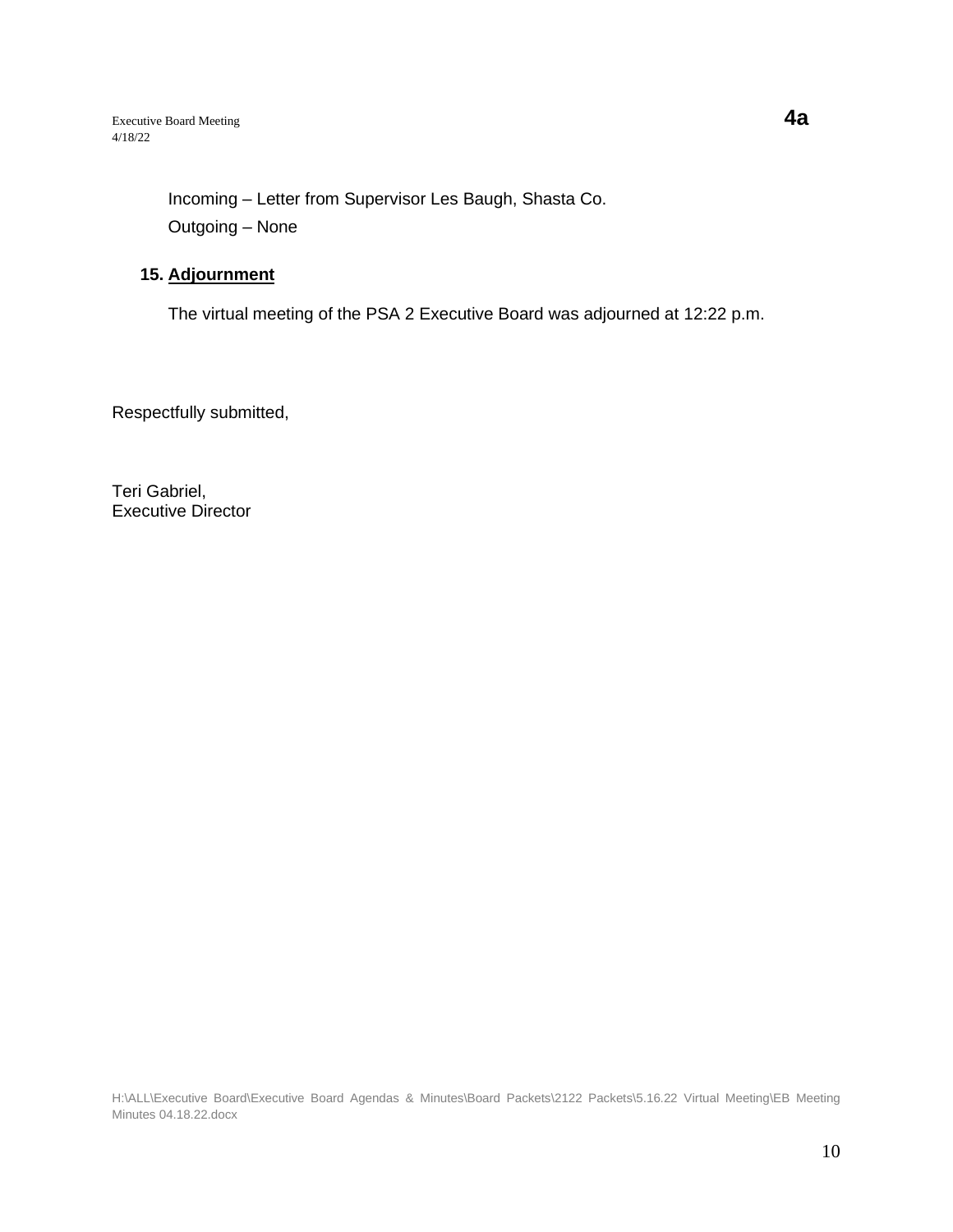Incoming – Letter from Supervisor Les Baugh, Shasta Co.

Outgoing – None

**15. Adjournment**

The virtual meeting of the PSA 2 Executive Board was adjourned at 12:22 p.m.

Respectfully submitted,

Teri Gabriel,
Executive Director

H:\ALL\Executive Board\Executive Board Agendas & Minutes\Board Packets\2122 Packets\5.16.22 Virtual Meeting\EB Meeting Minutes 04.18.22.docx